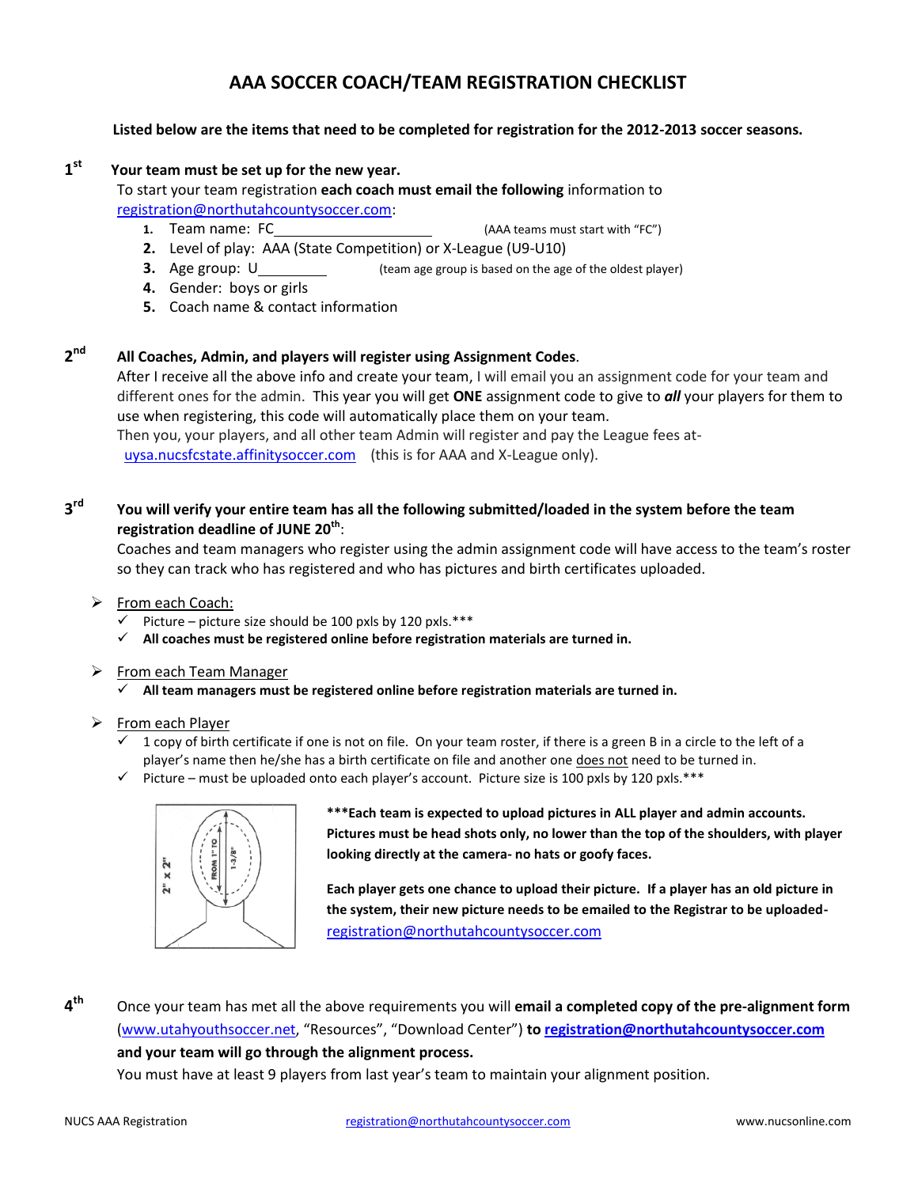# AAA SOCCER COACH/TEAM REGISTRATION CHECKLIST

**Listed below are the items that need to be completed for registration for the 2012-2013 soccer seasons.**

**1st** **Your team must be set up for the new year.**

To start your team registration **each coach must email the following** information to registration@northutahcountysoccer.com:

1. Team name: FC______________________ (AAA teams must start with "FC")
2. Level of play: AAA (State Competition) or X-League (U9-U10)
3. Age group: U________ (team age group is based on the age of the oldest player)
4. Gender: boys or girls
5. Coach name & contact information

**2nd** **All Coaches, Admin, and players will register using Assignment Codes**.

After I receive all the above info and create your team, I will email you an assignment code for your team and different ones for the admin. This year you will get **ONE** assignment code to give to ***all*** your players for them to use when registering, this code will automatically place them on your team.

Then you, your players, and all other team Admin will register and pay the League fees at- uysa.nucsfcstate.affinitysoccer.com (this is for AAA and X-League only).

**3rd** **You will verify your entire team has all the following submitted/loaded in the system before the team registration deadline of JUNE 20th**:

Coaches and team managers who register using the admin assignment code will have access to the team's roster so they can track who has registered and who has pictures and birth certificates uploaded.

- From each Coach:
  - ✓ Picture – picture size should be 100 pxls by 120 pxls.***
  - ✓ **All coaches must be registered online before registration materials are turned in.**
- From each Team Manager
  - ✓ **All team managers must be registered online before registration materials are turned in.**
- From each Player
  - ✓ 1 copy of birth certificate if one is not on file. On your team roster, if there is a green B in a circle to the left of a player's name then he/she has a birth certificate on file and another one does not need to be turned in.
  - ✓ Picture – must be uploaded onto each player's account. Picture size is 100 pxls by 120 pxls.***

2" x 2" — FROM 1" TO 1-3/8"

**\*\*\*Each team is expected to upload pictures in ALL player and admin accounts. Pictures must be head shots only, no lower than the top of the shoulders, with player looking directly at the camera- no hats or goofy faces.**

**Each player gets one chance to upload their picture. If a player has an old picture in the system, their new picture needs to be emailed to the Registrar to be uploaded-** registration@northutahcountysoccer.com

**4th** Once your team has met all the above requirements you will **email a completed copy of the pre-alignment form** (www.utahyouthsoccer.net, "Resources", "Download Center") **to registration@northutahcountysoccer.com and your team will go through the alignment process.**

You must have at least 9 players from last year's team to maintain your alignment position.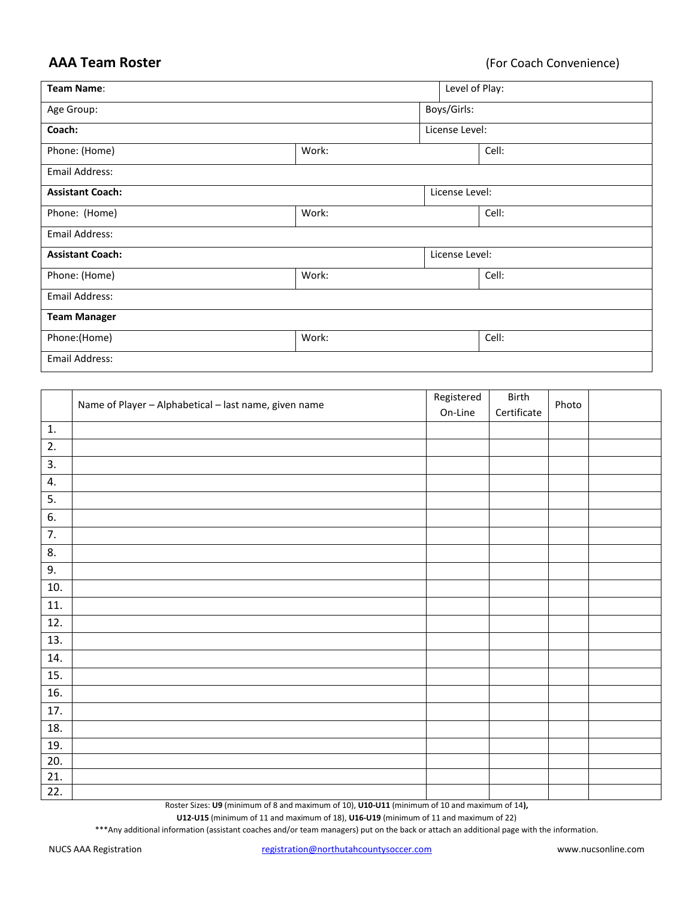# AAA Team Roster

(For Coach Convenience)

| **Team Name**: | | Level of Play: |
|---|---|---|
| Age Group: | | Boys/Girls: |
| **Coach:** | | License Level: |
| Phone: (Home) | Work: | Cell: |
| Email Address: | | |
| **Assistant Coach:** | | License Level: |
| Phone: (Home) | Work: | Cell: |
| Email Address: | | |
| **Assistant Coach:** | | License Level: |
| Phone: (Home) | Work: | Cell: |
| Email Address: | | |
| **Team Manager** | | |
| Phone:(Home) | Work: | Cell: |
| Email Address: | | |

| | Name of Player – Alphabetical – last name, given name | Registered On-Line | Birth Certificate | Photo | |
|---|---|---|---|---|---|
| 1. | | | | | |
| 2. | | | | | |
| 3. | | | | | |
| 4. | | | | | |
| 5. | | | | | |
| 6. | | | | | |
| 7. | | | | | |
| 8. | | | | | |
| 9. | | | | | |
| 10. | | | | | |
| 11. | | | | | |
| 12. | | | | | |
| 13. | | | | | |
| 14. | | | | | |
| 15. | | | | | |
| 16. | | | | | |
| 17. | | | | | |
| 18. | | | | | |
| 19. | | | | | |
| 20. | | | | | |
| 21. | | | | | |
| 22. | | | | | |

Roster Sizes: **U9** (minimum of 8 and maximum of 10), **U10-U11** (minimum of 10 and maximum of 14**),**
**U12-U15** (minimum of 11 and maximum of 18), **U16-U19** (minimum of 11 and maximum of 22)

***Any additional information (assistant coaches and/or team managers) put on the back or attach an additional page with the information.

NUCS AAA Registration registration@northutahcountysoccer.com www.nucsonline.com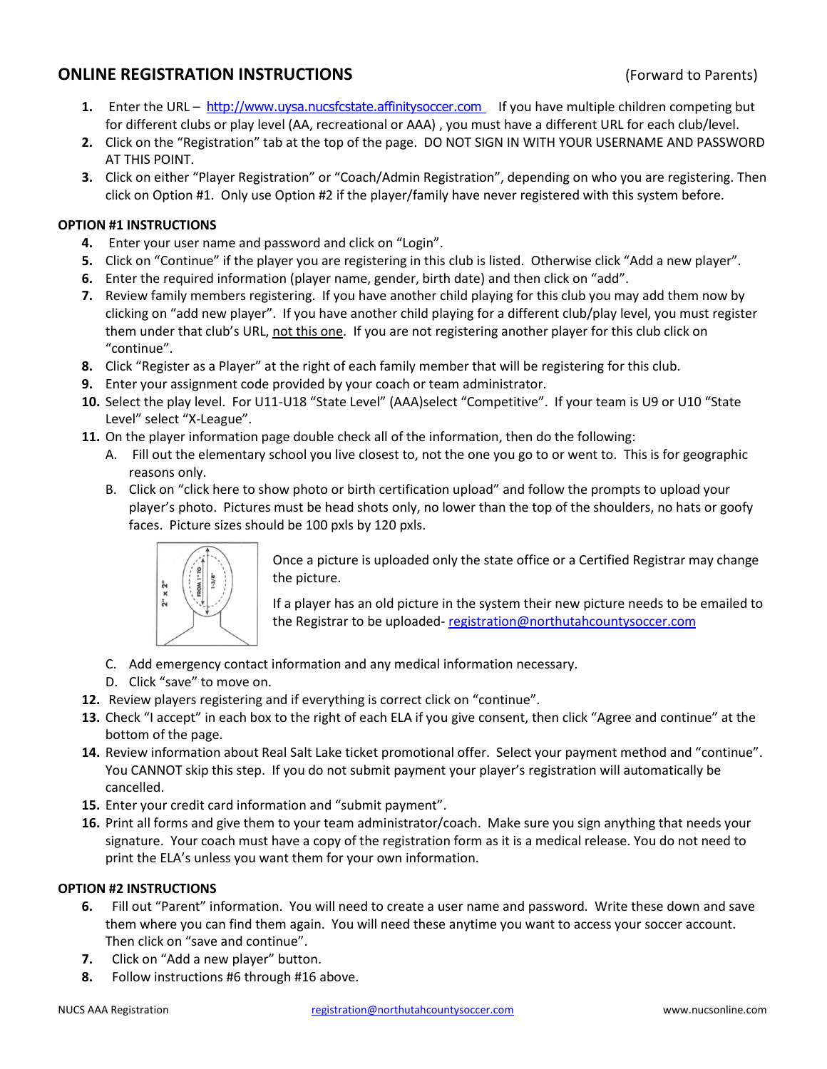## ONLINE REGISTRATION INSTRUCTIONS

(Forward to Parents)

1. Enter the URL – http://www.uysa.nucsfcstate.affinitysoccer.com If you have multiple children competing but for different clubs or play level (AA, recreational or AAA) , you must have a different URL for each club/level.
2. Click on the "Registration" tab at the top of the page. DO NOT SIGN IN WITH YOUR USERNAME AND PASSWORD AT THIS POINT.
3. Click on either "Player Registration" or "Coach/Admin Registration", depending on who you are registering. Then click on Option #1. Only use Option #2 if the player/family have never registered with this system before.

**OPTION #1 INSTRUCTIONS**

4. Enter your user name and password and click on "Login".
5. Click on "Continue" if the player you are registering in this club is listed. Otherwise click "Add a new player".
6. Enter the required information (player name, gender, birth date) and then click on "add".
7. Review family members registering. If you have another child playing for this club you may add them now by clicking on "add new player". If you have another child playing for a different club/play level, you must register them under that club's URL, <u>not this one</u>. If you are not registering another player for this club click on "continue".
8. Click "Register as a Player" at the right of each family member that will be registering for this club.
9. Enter your assignment code provided by your coach or team administrator.
10. Select the play level. For U11-U18 "State Level" (AAA)select "Competitive". If your team is U9 or U10 "State Level" select "X-League".
11. On the player information page double check all of the information, then do the following:
    A. Fill out the elementary school you live closest to, not the one you go to or went to. This is for geographic reasons only.
    B. Click on "click here to show photo or birth certification upload" and follow the prompts to upload your player's photo. Pictures must be head shots only, no lower than the top of the shoulders, no hats or goofy faces. Picture sizes should be 100 pxls by 120 pxls.

       Once a picture is uploaded only the state office or a Certified Registrar may change the picture.

       If a player has an old picture in the system their new picture needs to be emailed to the Registrar to be uploaded- registration@northutahcountysoccer.com
    C. Add emergency contact information and any medical information necessary.
    D. Click "save" to move on.
12. Review players registering and if everything is correct click on "continue".
13. Check "I accept" in each box to the right of each ELA if you give consent, then click "Agree and continue" at the bottom of the page.
14. Review information about Real Salt Lake ticket promotional offer. Select your payment method and "continue". You CANNOT skip this step. If you do not submit payment your player's registration will automatically be cancelled.
15. Enter your credit card information and "submit payment".
16. Print all forms and give them to your team administrator/coach. Make sure you sign anything that needs your signature. Your coach must have a copy of the registration form as it is a medical release. You do not need to print the ELA's unless you want them for your own information.

**OPTION #2 INSTRUCTIONS**

6. Fill out "Parent" information. You will need to create a user name and password. Write these down and save them where you can find them again. You will need these anytime you want to access your soccer account. Then click on "save and continue".
7. Click on "Add a new player" button.
8. Follow instructions #6 through #16 above.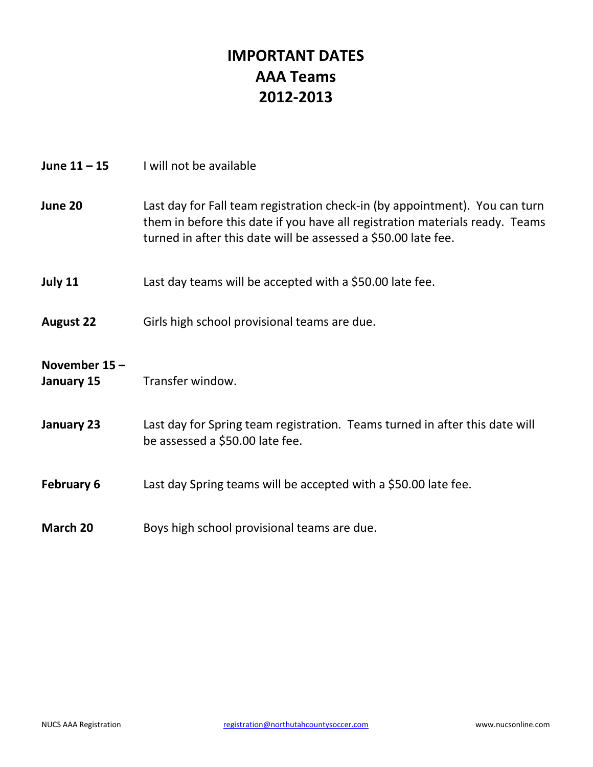# IMPORTANT DATES
# AAA Teams
# 2012-2013

**June 11 – 15** I will not be available

**June 20** Last day for Fall team registration check-in (by appointment). You can turn them in before this date if you have all registration materials ready. Teams turned in after this date will be assessed a $50.00 late fee.

**July 11** Last day teams will be accepted with a $50.00 late fee.

**August 22** Girls high school provisional teams are due.

**November 15 – January 15** Transfer window.

**January 23** Last day for Spring team registration. Teams turned in after this date will be assessed a $50.00 late fee.

**February 6** Last day Spring teams will be accepted with a $50.00 late fee.

**March 20** Boys high school provisional teams are due.

NUCS AAA Registration registration@northutahcountysoccer.com www.nucsonline.com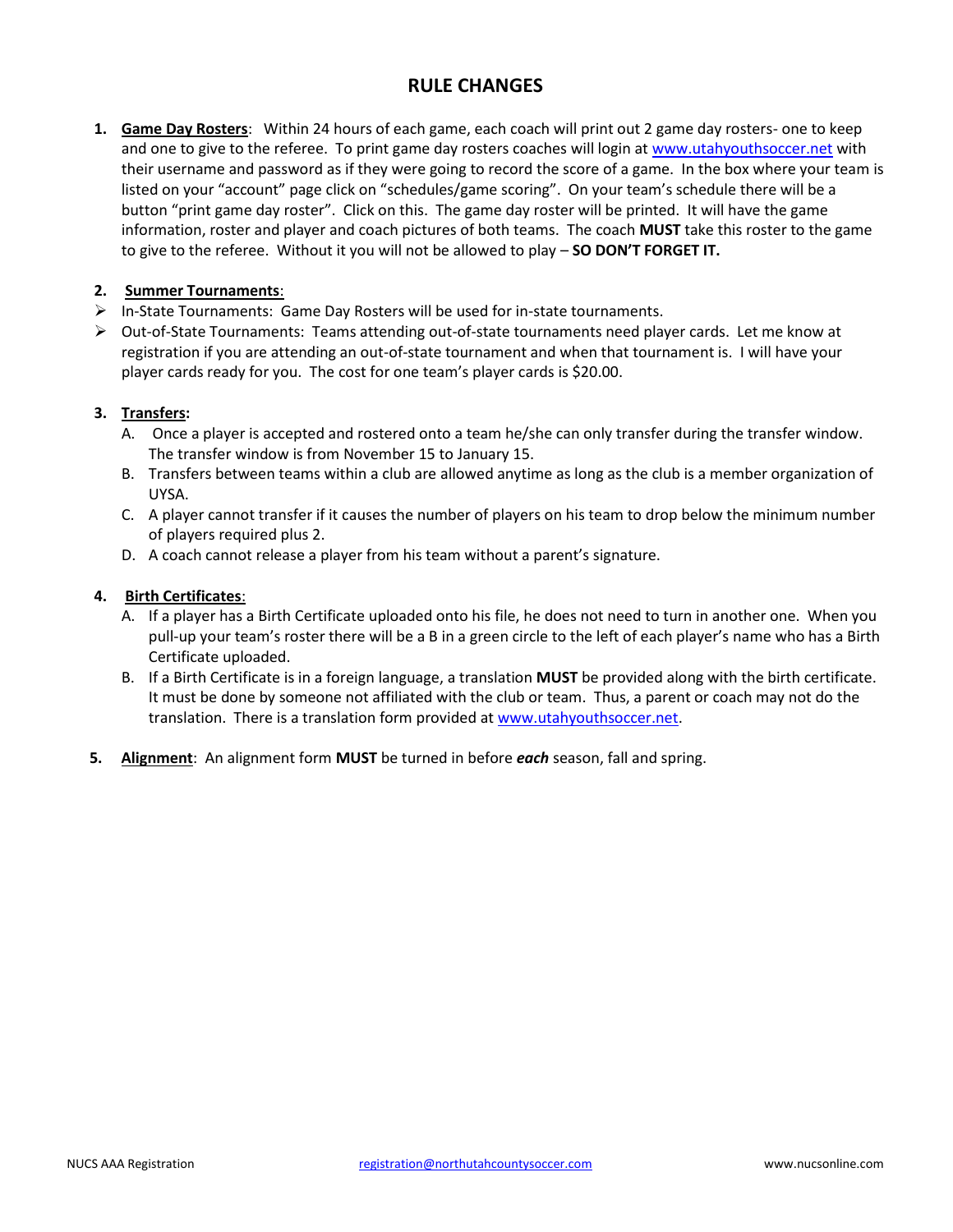# RULE CHANGES

1. **Game Day Rosters**: Within 24 hours of each game, each coach will print out 2 game day rosters- one to keep and one to give to the referee. To print game day rosters coaches will login at www.utahyouthsoccer.net with their username and password as if they were going to record the score of a game. In the box where your team is listed on your "account" page click on "schedules/game scoring". On your team's schedule there will be a button "print game day roster". Click on this. The game day roster will be printed. It will have the game information, roster and player and coach pictures of both teams. The coach **MUST** take this roster to the game to give to the referee. Without it you will not be allowed to play – **SO DON'T FORGET IT.**

2. **Summer Tournaments**:
   - In-State Tournaments: Game Day Rosters will be used for in-state tournaments.
   - Out-of-State Tournaments: Teams attending out-of-state tournaments need player cards. Let me know at registration if you are attending an out-of-state tournament and when that tournament is. I will have your player cards ready for you. The cost for one team's player cards is $20.00.

3. **Transfers:**
   - A. Once a player is accepted and rostered onto a team he/she can only transfer during the transfer window. The transfer window is from November 15 to January 15.
   - B. Transfers between teams within a club are allowed anytime as long as the club is a member organization of UYSA.
   - C. A player cannot transfer if it causes the number of players on his team to drop below the minimum number of players required plus 2.
   - D. A coach cannot release a player from his team without a parent's signature.

4. **Birth Certificates**:
   - A. If a player has a Birth Certificate uploaded onto his file, he does not need to turn in another one. When you pull-up your team's roster there will be a B in a green circle to the left of each player's name who has a Birth Certificate uploaded.
   - B. If a Birth Certificate is in a foreign language, a translation **MUST** be provided along with the birth certificate. It must be done by someone not affiliated with the club or team. Thus, a parent or coach may not do the translation. There is a translation form provided at www.utahyouthsoccer.net.

5. **Alignment**: An alignment form **MUST** be turned in before ***each*** season, fall and spring.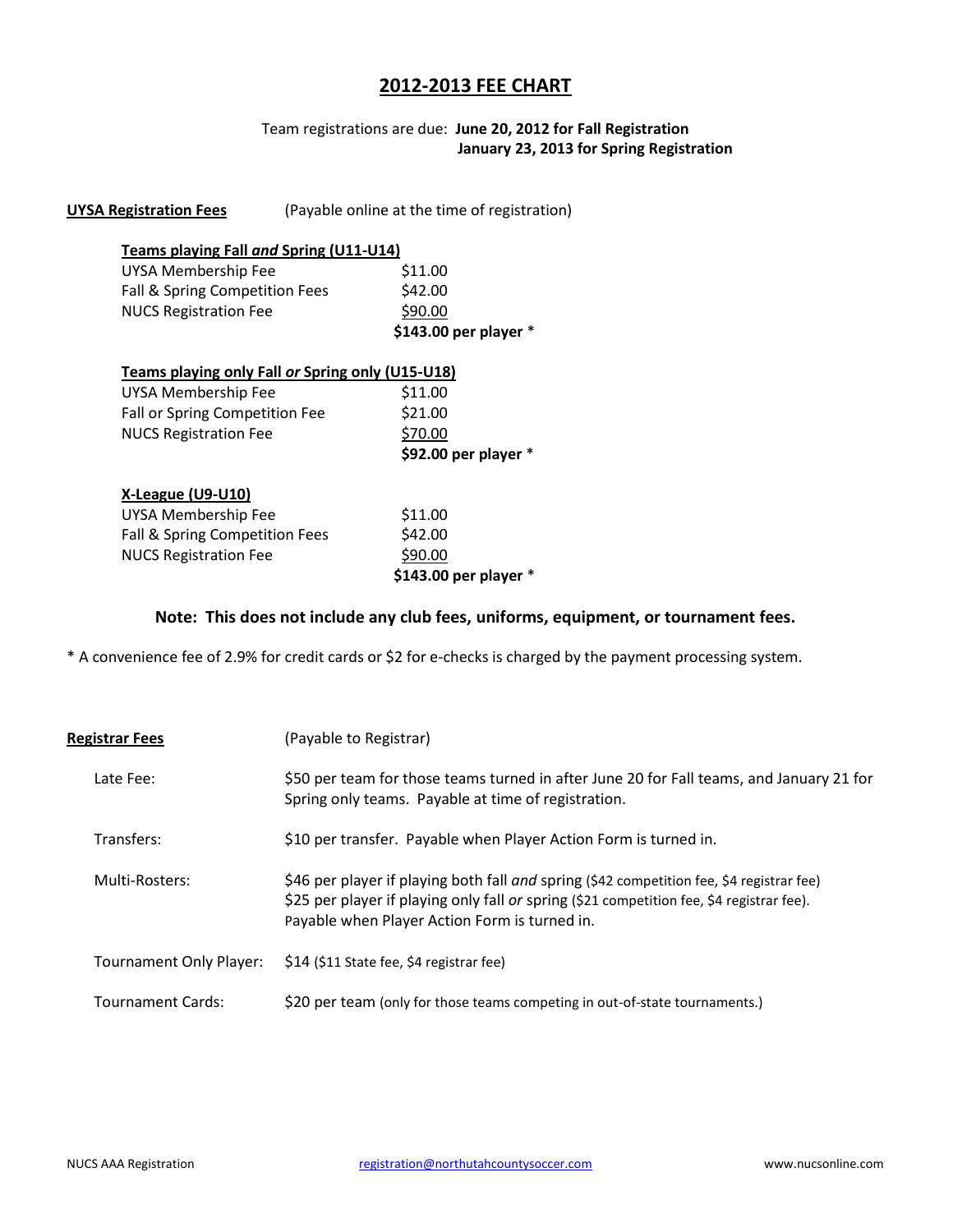# 2012-2013 FEE CHART

Team registrations are due: **June 20, 2012 for Fall Registration**
**January 23, 2013 for Spring Registration**

**UYSA Registration Fees** (Payable online at the time of registration)

**Teams playing Fall *and* Spring (U11-U14)**

| | |
|---|---|
| UYSA Membership Fee | $11.00 |
| Fall & Spring Competition Fees | $42.00 |
| NUCS Registration Fee | $90.00 |
| | **$143.00 per player** * |

**Teams playing only Fall *or* Spring only (U15-U18)**

| | |
|---|---|
| UYSA Membership Fee | $11.00 |
| Fall or Spring Competition Fee | $21.00 |
| NUCS Registration Fee | $70.00 |
| | **$92.00 per player** * |

**X-League (U9-U10)**

| | |
|---|---|
| UYSA Membership Fee | $11.00 |
| Fall & Spring Competition Fees | $42.00 |
| NUCS Registration Fee | $90.00 |
| | **$143.00 per player** * |

**Note: This does not include any club fees, uniforms, equipment, or tournament fees.**

* A convenience fee of 2.9% for credit cards or $2 for e-checks is charged by the payment processing system.

**Registrar Fees** (Payable to Registrar)

| | |
|---|---|
| Late Fee: | $50 per team for those teams turned in after June 20 for Fall teams, and January 21 for Spring only teams. Payable at time of registration. |
| Transfers: | $10 per transfer. Payable when Player Action Form is turned in. |
| Multi-Rosters: | $46 per player if playing both fall *and* spring ($42 competition fee, $4 registrar fee) $25 per player if playing only fall *or* spring ($21 competition fee, $4 registrar fee). Payable when Player Action Form is turned in. |
| Tournament Only Player: | $14 ($11 State fee, $4 registrar fee) |
| Tournament Cards: | $20 per team (only for those teams competing in out-of-state tournaments.) |

NUCS AAA Registration registration@northutahcountysoccer.com www.nucsonline.com